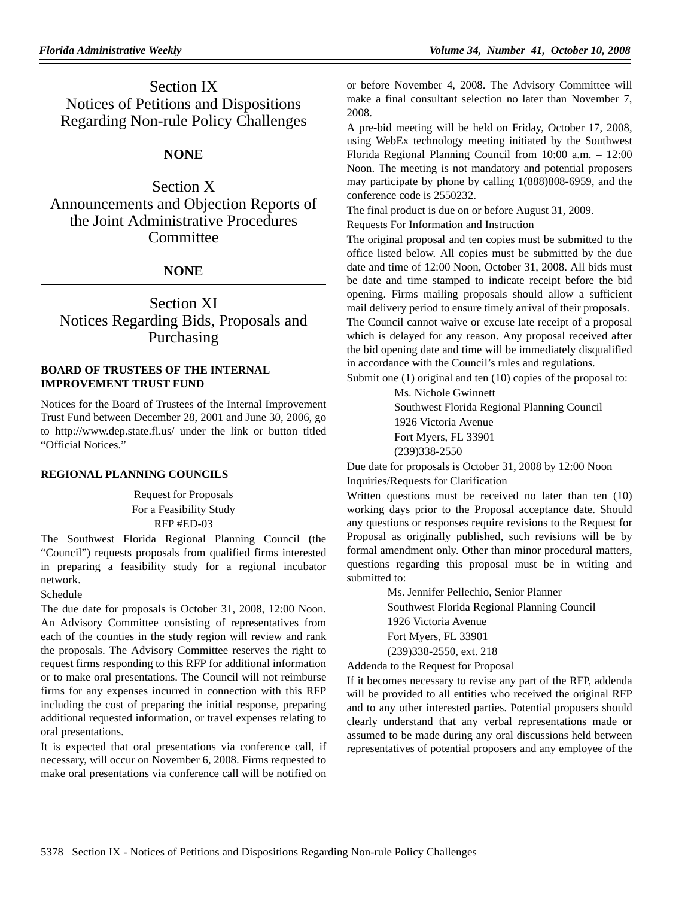# Section IX
# Notices of Petitions and Dispositions Regarding Non-rule Policy Challenges

**NONE**

# Section X
# Announcements and Objection Reports of the Joint Administrative Procedures Committee

**NONE**

# Section XI
# Notices Regarding Bids, Proposals and Purchasing

### BOARD OF TRUSTEES OF THE INTERNAL IMPROVEMENT TRUST FUND

Notices for the Board of Trustees of the Internal Improvement Trust Fund between December 28, 2001 and June 30, 2006, go to http://www.dep.state.fl.us/ under the link or button titled "Official Notices."

### REGIONAL PLANNING COUNCILS

Request for Proposals
For a Feasibility Study
RFP #ED-03

The Southwest Florida Regional Planning Council (the "Council") requests proposals from qualified firms interested in preparing a feasibility study for a regional incubator network.

Schedule

The due date for proposals is October 31, 2008, 12:00 Noon. An Advisory Committee consisting of representatives from each of the counties in the study region will review and rank the proposals. The Advisory Committee reserves the right to request firms responding to this RFP for additional information or to make oral presentations. The Council will not reimburse firms for any expenses incurred in connection with this RFP including the cost of preparing the initial response, preparing additional requested information, or travel expenses relating to oral presentations.

It is expected that oral presentations via conference call, if necessary, will occur on November 6, 2008. Firms requested to make oral presentations via conference call will be notified on or before November 4, 2008. The Advisory Committee will make a final consultant selection no later than November 7, 2008.

A pre-bid meeting will be held on Friday, October 17, 2008, using WebEx technology meeting initiated by the Southwest Florida Regional Planning Council from 10:00 a.m. – 12:00 Noon. The meeting is not mandatory and potential proposers may participate by phone by calling 1(888)808-6959, and the conference code is 2550232.

The final product is due on or before August 31, 2009.

Requests For Information and Instruction

The original proposal and ten copies must be submitted to the office listed below. All copies must be submitted by the due date and time of 12:00 Noon, October 31, 2008. All bids must be date and time stamped to indicate receipt before the bid opening. Firms mailing proposals should allow a sufficient mail delivery period to ensure timely arrival of their proposals.

The Council cannot waive or excuse late receipt of a proposal which is delayed for any reason. Any proposal received after the bid opening date and time will be immediately disqualified in accordance with the Council's rules and regulations.

Submit one (1) original and ten (10) copies of the proposal to:

Ms. Nichole Gwinnett
Southwest Florida Regional Planning Council
1926 Victoria Avenue
Fort Myers, FL 33901
(239)338-2550

Due date for proposals is October 31, 2008 by 12:00 Noon

Inquiries/Requests for Clarification

Written questions must be received no later than ten (10) working days prior to the Proposal acceptance date. Should any questions or responses require revisions to the Request for Proposal as originally published, such revisions will be by formal amendment only. Other than minor procedural matters, questions regarding this proposal must be in writing and submitted to:

Ms. Jennifer Pellechio, Senior Planner
Southwest Florida Regional Planning Council
1926 Victoria Avenue
Fort Myers, FL 33901
(239)338-2550, ext. 218

Addenda to the Request for Proposal

If it becomes necessary to revise any part of the RFP, addenda will be provided to all entities who received the original RFP and to any other interested parties. Potential proposers should clearly understand that any verbal representations made or assumed to be made during any oral discussions held between representatives of potential proposers and any employee of the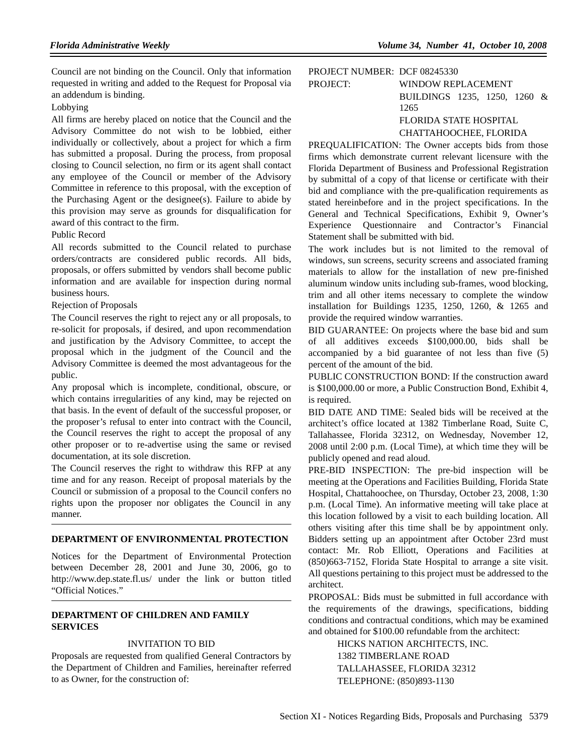Council are not binding on the Council. Only that information requested in writing and added to the Request for Proposal via an addendum is binding.

Lobbying

All firms are hereby placed on notice that the Council and the Advisory Committee do not wish to be lobbied, either individually or collectively, about a project for which a firm has submitted a proposal. During the process, from proposal closing to Council selection, no firm or its agent shall contact any employee of the Council or member of the Advisory Committee in reference to this proposal, with the exception of the Purchasing Agent or the designee(s). Failure to abide by this provision may serve as grounds for disqualification for award of this contract to the firm.

Public Record

All records submitted to the Council related to purchase orders/contracts are considered public records. All bids, proposals, or offers submitted by vendors shall become public information and are available for inspection during normal business hours.

Rejection of Proposals

The Council reserves the right to reject any or all proposals, to re-solicit for proposals, if desired, and upon recommendation and justification by the Advisory Committee, to accept the proposal which in the judgment of the Council and the Advisory Committee is deemed the most advantageous for the public.

Any proposal which is incomplete, conditional, obscure, or which contains irregularities of any kind, may be rejected on that basis. In the event of default of the successful proposer, or the proposer's refusal to enter into contract with the Council, the Council reserves the right to accept the proposal of any other proposer or to re-advertise using the same or revised documentation, at its sole discretion.

The Council reserves the right to withdraw this RFP at any time and for any reason. Receipt of proposal materials by the Council or submission of a proposal to the Council confers no rights upon the proposer nor obligates the Council in any manner.

---

## DEPARTMENT OF ENVIRONMENTAL PROTECTION

Notices for the Department of Environmental Protection between December 28, 2001 and June 30, 2006, go to http://www.dep.state.fl.us/ under the link or button titled "Official Notices."

---

## DEPARTMENT OF CHILDREN AND FAMILY SERVICES

INVITATION TO BID

Proposals are requested from qualified General Contractors by the Department of Children and Families, hereinafter referred to as Owner, for the construction of:

PROJECT NUMBER: DCF 08245330

PROJECT: WINDOW REPLACEMENT
BUILDINGS 1235, 1250, 1260 & 1265
FLORIDA STATE HOSPITAL
CHATTAHOOCHEE, FLORIDA

PREQUALIFICATION: The Owner accepts bids from those firms which demonstrate current relevant licensure with the Florida Department of Business and Professional Registration by submittal of a copy of that license or certificate with their bid and compliance with the pre-qualification requirements as stated hereinbefore and in the project specifications. In the General and Technical Specifications, Exhibit 9, Owner's Experience Questionnaire and Contractor's Financial Statement shall be submitted with bid.

The work includes but is not limited to the removal of windows, sun screens, security screens and associated framing materials to allow for the installation of new pre-finished aluminum window units including sub-frames, wood blocking, trim and all other items necessary to complete the window installation for Buildings 1235, 1250, 1260, & 1265 and provide the required window warranties.

BID GUARANTEE: On projects where the base bid and sum of all additives exceeds $100,000.00, bids shall be accompanied by a bid guarantee of not less than five (5) percent of the amount of the bid.

PUBLIC CONSTRUCTION BOND: If the construction award is $100,000.00 or more, a Public Construction Bond, Exhibit 4, is required.

BID DATE AND TIME: Sealed bids will be received at the architect's office located at 1382 Timberlane Road, Suite C, Tallahassee, Florida 32312, on Wednesday, November 12, 2008 until 2:00 p.m. (Local Time), at which time they will be publicly opened and read aloud.

PRE-BID INSPECTION: The pre-bid inspection will be meeting at the Operations and Facilities Building, Florida State Hospital, Chattahoochee, on Thursday, October 23, 2008, 1:30 p.m. (Local Time). An informative meeting will take place at this location followed by a visit to each building location. All others visiting after this time shall be by appointment only. Bidders setting up an appointment after October 23rd must contact: Mr. Rob Elliott, Operations and Facilities at (850)663-7152, Florida State Hospital to arrange a site visit. All questions pertaining to this project must be addressed to the architect.

PROPOSAL: Bids must be submitted in full accordance with the requirements of the drawings, specifications, bidding conditions and contractual conditions, which may be examined and obtained for $100.00 refundable from the architect:

HICKS NATION ARCHITECTS, INC.
1382 TIMBERLANE ROAD
TALLAHASSEE, FLORIDA 32312
TELEPHONE: (850)893-1130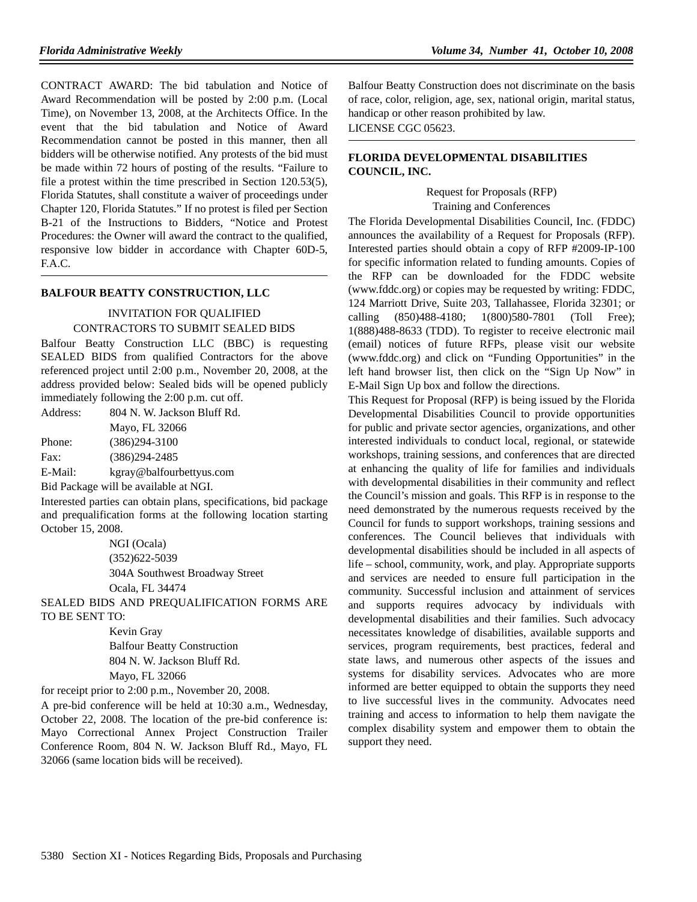CONTRACT AWARD: The bid tabulation and Notice of Award Recommendation will be posted by 2:00 p.m. (Local Time), on November 13, 2008, at the Architects Office. In the event that the bid tabulation and Notice of Award Recommendation cannot be posted in this manner, then all bidders will be otherwise notified. Any protests of the bid must be made within 72 hours of posting of the results. "Failure to file a protest within the time prescribed in Section 120.53(5), Florida Statutes, shall constitute a waiver of proceedings under Chapter 120, Florida Statutes." If no protest is filed per Section B-21 of the Instructions to Bidders, "Notice and Protest Procedures: the Owner will award the contract to the qualified, responsive low bidder in accordance with Chapter 60D-5, F.A.C.

## BALFOUR BEATTY CONSTRUCTION, LLC

INVITATION FOR QUALIFIED CONTRACTORS TO SUBMIT SEALED BIDS

Balfour Beatty Construction LLC (BBC) is requesting SEALED BIDS from qualified Contractors for the above referenced project until 2:00 p.m., November 20, 2008, at the address provided below: Sealed bids will be opened publicly immediately following the 2:00 p.m. cut off.

Address: 804 N. W. Jackson Bluff Rd.
Mayo, FL 32066
Phone: (386)294-3100
Fax: (386)294-2485
E-Mail: kgray@balfourbettyus.com

Bid Package will be available at NGI.

Interested parties can obtain plans, specifications, bid package and prequalification forms at the following location starting October 15, 2008.

NGI (Ocala)
(352)622-5039
304A Southwest Broadway Street
Ocala, FL 34474

SEALED BIDS AND PREQUALIFICATION FORMS ARE TO BE SENT TO:

Kevin Gray
Balfour Beatty Construction
804 N. W. Jackson Bluff Rd.
Mayo, FL 32066

for receipt prior to 2:00 p.m., November 20, 2008.

A pre-bid conference will be held at 10:30 a.m., Wednesday, October 22, 2008. The location of the pre-bid conference is: Mayo Correctional Annex Project Construction Trailer Conference Room, 804 N. W. Jackson Bluff Rd., Mayo, FL 32066 (same location bids will be received).

Balfour Beatty Construction does not discriminate on the basis of race, color, religion, age, sex, national origin, marital status, handicap or other reason prohibited by law.

LICENSE CGC 05623.

## FLORIDA DEVELOPMENTAL DISABILITIES COUNCIL, INC.

Request for Proposals (RFP)
Training and Conferences

The Florida Developmental Disabilities Council, Inc. (FDDC) announces the availability of a Request for Proposals (RFP). Interested parties should obtain a copy of RFP #2009-IP-100 for specific information related to funding amounts. Copies of the RFP can be downloaded for the FDDC website (www.fddc.org) or copies may be requested by writing: FDDC, 124 Marriott Drive, Suite 203, Tallahassee, Florida 32301; or calling (850)488-4180; 1(800)580-7801 (Toll Free); 1(888)488-8633 (TDD). To register to receive electronic mail (email) notices of future RFPs, please visit our website (www.fddc.org) and click on "Funding Opportunities" in the left hand browser list, then click on the "Sign Up Now" in E-Mail Sign Up box and follow the directions.

This Request for Proposal (RFP) is being issued by the Florida Developmental Disabilities Council to provide opportunities for public and private sector agencies, organizations, and other interested individuals to conduct local, regional, or statewide workshops, training sessions, and conferences that are directed at enhancing the quality of life for families and individuals with developmental disabilities in their community and reflect the Council's mission and goals. This RFP is in response to the need demonstrated by the numerous requests received by the Council for funds to support workshops, training sessions and conferences. The Council believes that individuals with developmental disabilities should be included in all aspects of life – school, community, work, and play. Appropriate supports and services are needed to ensure full participation in the community. Successful inclusion and attainment of services and supports requires advocacy by individuals with developmental disabilities and their families. Such advocacy necessitates knowledge of disabilities, available supports and services, program requirements, best practices, federal and state laws, and numerous other aspects of the issues and systems for disability services. Advocates who are more informed are better equipped to obtain the supports they need to live successful lives in the community. Advocates need training and access to information to help them navigate the complex disability system and empower them to obtain the support they need.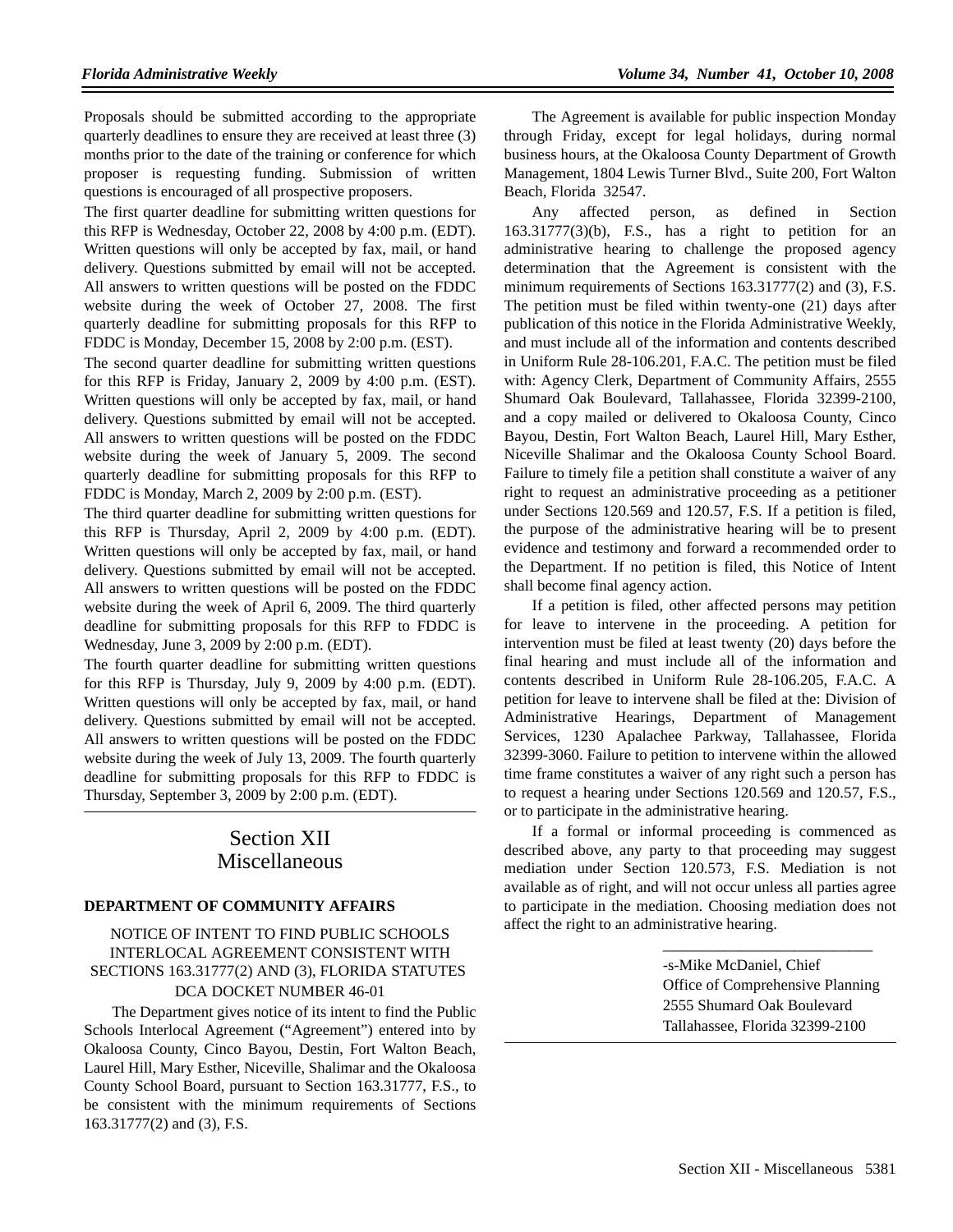Proposals should be submitted according to the appropriate quarterly deadlines to ensure they are received at least three (3) months prior to the date of the training or conference for which proposer is requesting funding. Submission of written questions is encouraged of all prospective proposers.

The first quarter deadline for submitting written questions for this RFP is Wednesday, October 22, 2008 by 4:00 p.m. (EDT). Written questions will only be accepted by fax, mail, or hand delivery. Questions submitted by email will not be accepted. All answers to written questions will be posted on the FDDC website during the week of October 27, 2008. The first quarterly deadline for submitting proposals for this RFP to FDDC is Monday, December 15, 2008 by 2:00 p.m. (EST).

The second quarter deadline for submitting written questions for this RFP is Friday, January 2, 2009 by 4:00 p.m. (EST). Written questions will only be accepted by fax, mail, or hand delivery. Questions submitted by email will not be accepted. All answers to written questions will be posted on the FDDC website during the week of January 5, 2009. The second quarterly deadline for submitting proposals for this RFP to FDDC is Monday, March 2, 2009 by 2:00 p.m. (EST).

The third quarter deadline for submitting written questions for this RFP is Thursday, April 2, 2009 by 4:00 p.m. (EDT). Written questions will only be accepted by fax, mail, or hand delivery. Questions submitted by email will not be accepted. All answers to written questions will be posted on the FDDC website during the week of April 6, 2009. The third quarterly deadline for submitting proposals for this RFP to FDDC is Wednesday, June 3, 2009 by 2:00 p.m. (EDT).

The fourth quarter deadline for submitting written questions for this RFP is Thursday, July 9, 2009 by 4:00 p.m. (EDT). Written questions will only be accepted by fax, mail, or hand delivery. Questions submitted by email will not be accepted. All answers to written questions will be posted on the FDDC website during the week of July 13, 2009. The fourth quarterly deadline for submitting proposals for this RFP to FDDC is Thursday, September 3, 2009 by 2:00 p.m. (EDT).

# Section XII
# Miscellaneous

## DEPARTMENT OF COMMUNITY AFFAIRS

NOTICE OF INTENT TO FIND PUBLIC SCHOOLS INTERLOCAL AGREEMENT CONSISTENT WITH SECTIONS 163.31777(2) AND (3), FLORIDA STATUTES
DCA DOCKET NUMBER 46-01

The Department gives notice of its intent to find the Public Schools Interlocal Agreement ("Agreement") entered into by Okaloosa County, Cinco Bayou, Destin, Fort Walton Beach, Laurel Hill, Mary Esther, Niceville, Shalimar and the Okaloosa County School Board, pursuant to Section 163.31777, F.S., to be consistent with the minimum requirements of Sections 163.31777(2) and (3), F.S.

The Agreement is available for public inspection Monday through Friday, except for legal holidays, during normal business hours, at the Okaloosa County Department of Growth Management, 1804 Lewis Turner Blvd., Suite 200, Fort Walton Beach, Florida 32547.

Any affected person, as defined in Section 163.31777(3)(b), F.S., has a right to petition for an administrative hearing to challenge the proposed agency determination that the Agreement is consistent with the minimum requirements of Sections 163.31777(2) and (3), F.S. The petition must be filed within twenty-one (21) days after publication of this notice in the Florida Administrative Weekly, and must include all of the information and contents described in Uniform Rule 28-106.201, F.A.C. The petition must be filed with: Agency Clerk, Department of Community Affairs, 2555 Shumard Oak Boulevard, Tallahassee, Florida 32399-2100, and a copy mailed or delivered to Okaloosa County, Cinco Bayou, Destin, Fort Walton Beach, Laurel Hill, Mary Esther, Niceville Shalimar and the Okaloosa County School Board. Failure to timely file a petition shall constitute a waiver of any right to request an administrative proceeding as a petitioner under Sections 120.569 and 120.57, F.S. If a petition is filed, the purpose of the administrative hearing will be to present evidence and testimony and forward a recommended order to the Department. If no petition is filed, this Notice of Intent shall become final agency action.

If a petition is filed, other affected persons may petition for leave to intervene in the proceeding. A petition for intervention must be filed at least twenty (20) days before the final hearing and must include all of the information and contents described in Uniform Rule 28-106.205, F.A.C. A petition for leave to intervene shall be filed at the: Division of Administrative Hearings, Department of Management Services, 1230 Apalachee Parkway, Tallahassee, Florida 32399-3060. Failure to petition to intervene within the allowed time frame constitutes a waiver of any right such a person has to request a hearing under Sections 120.569 and 120.57, F.S., or to participate in the administrative hearing.

If a formal or informal proceeding is commenced as described above, any party to that proceeding may suggest mediation under Section 120.573, F.S. Mediation is not available as of right, and will not occur unless all parties agree to participate in the mediation. Choosing mediation does not affect the right to an administrative hearing.

-s-Mike McDaniel, Chief
Office of Comprehensive Planning
2555 Shumard Oak Boulevard
Tallahassee, Florida 32399-2100